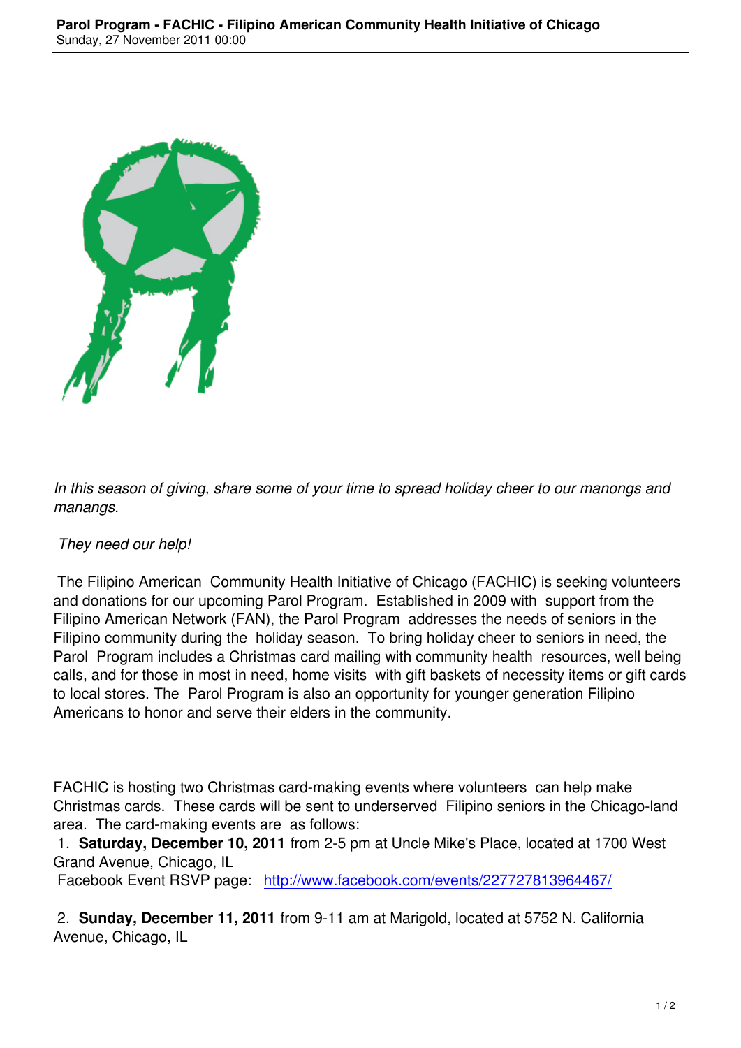*In this season of giving, share some of your time to spread holiday cheer to our manongs and manangs.*

*They need our help!*

The Filipino American Community Health Initiative of Chicago (FACHIC) is seeking volunteers and donations for our upcoming Parol Program. Established in 2009 with support from the Filipino American Network (FAN), the Parol Program addresses the needs of seniors in the Filipino community during the holiday season. To bring holiday cheer to seniors in need, the Parol Program includes a Christmas card mailing with community health resources, well being calls, and for those in most in need, home visits with gift baskets of necessity items or gift cards to local stores. The Parol Program is also an opportunity for younger generation Filipino Americans to honor and serve their elders in the community.

FACHIC is hosting two Christmas card-making events where volunteers can help make Christmas cards. These cards will be sent to underserved Filipino seniors in the Chicago-land area. The card-making events are as follows:

1. **Saturday, December 10, 2011** from 2-5 pm at Uncle Mike's Place, located at 1700 West Grand Avenue, Chicago, IL
   Facebook Event RSVP page: http://www.facebook.com/events/227727813964467/

2. **Sunday, December 11, 2011** from 9-11 am at Marigold, located at 5752 N. California Avenue, Chicago, IL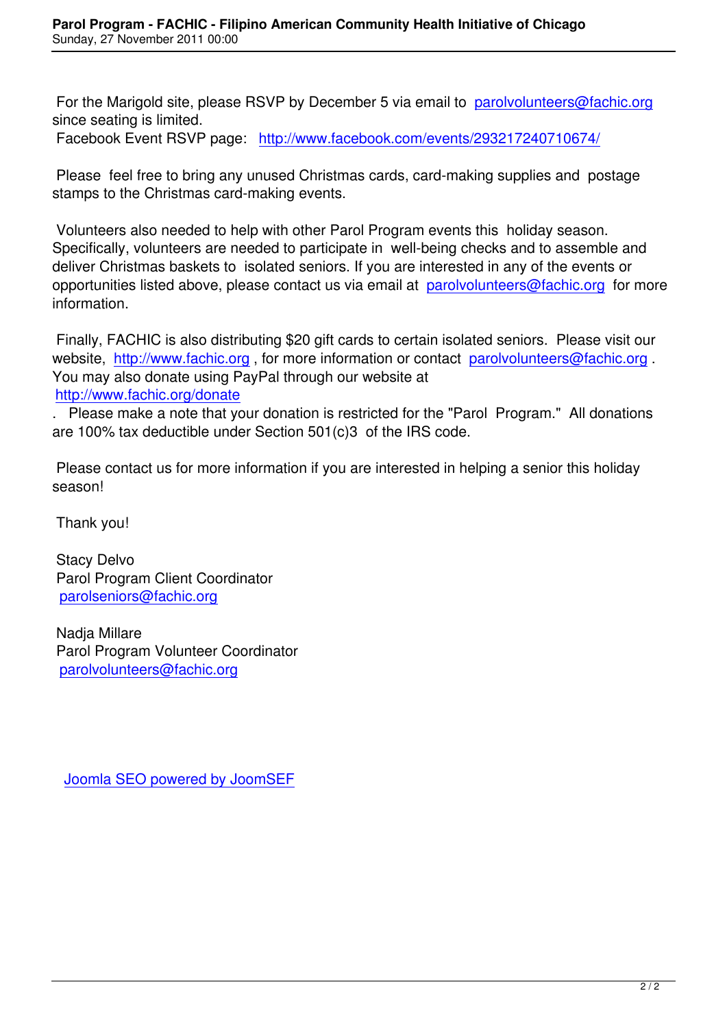For the Marigold site, please RSVP by December 5 via email to parolvolunteers@fachic.org since seating is limited.
Facebook Event RSVP page: http://www.facebook.com/events/293217240710674/

Please feel free to bring any unused Christmas cards, card-making supplies and postage stamps to the Christmas card-making events.

Volunteers also needed to help with other Parol Program events this holiday season. Specifically, volunteers are needed to participate in well-being checks and to assemble and deliver Christmas baskets to isolated seniors. If you are interested in any of the events or opportunities listed above, please contact us via email at parolvolunteers@fachic.org for more information.

Finally, FACHIC is also distributing $20 gift cards to certain isolated seniors. Please visit our website, http://www.fachic.org , for more information or contact parolvolunteers@fachic.org . You may also donate using PayPal through our website at
http://www.fachic.org/donate
. Please make a note that your donation is restricted for the "Parol Program." All donations are 100% tax deductible under Section 501(c)3 of the IRS code.

Please contact us for more information if you are interested in helping a senior this holiday season!

Thank you!

Stacy Delvo
Parol Program Client Coordinator
parolseniors@fachic.org

Nadja Millare
Parol Program Volunteer Coordinator
parolvolunteers@fachic.org

Joomla SEO powered by JoomSEF